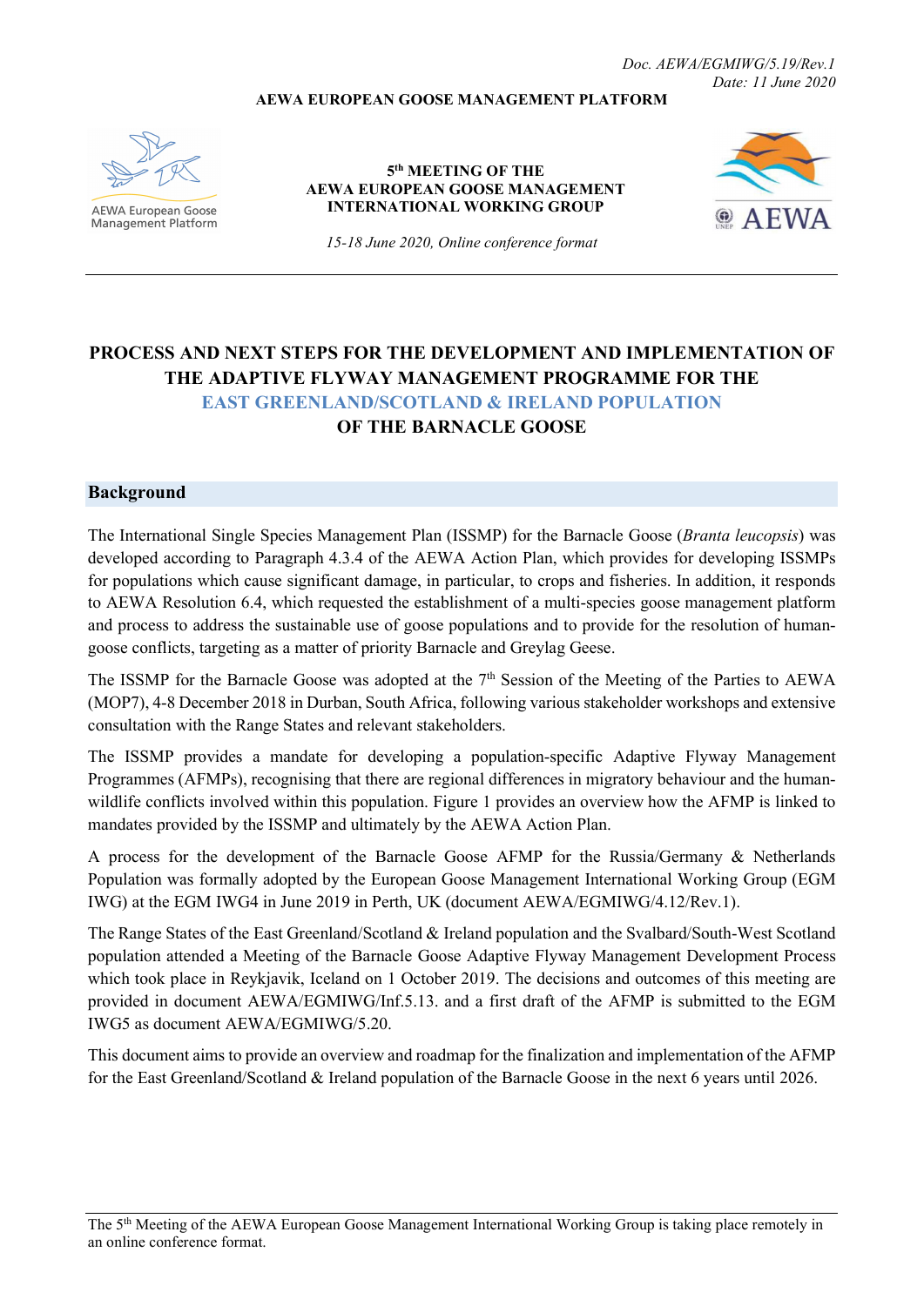*Doc. AEWA/EGMIWG/5.19/Rev.1*
*Date: 11 June 2020*

**AEWA EUROPEAN GOOSE MANAGEMENT PLATFORM**

AEWA European Goose Management Platform

**5th MEETING OF THE AEWA EUROPEAN GOOSE MANAGEMENT INTERNATIONAL WORKING GROUP**

*15-18 June 2020, Online conference format*

AEWA

---

# PROCESS AND NEXT STEPS FOR THE DEVELOPMENT AND IMPLEMENTATION OF THE ADAPTIVE FLYWAY MANAGEMENT PROGRAMME FOR THE EAST GREENLAND/SCOTLAND & IRELAND POPULATION OF THE BARNACLE GOOSE

## Background

The International Single Species Management Plan (ISSMP) for the Barnacle Goose (*Branta leucopsis*) was developed according to Paragraph 4.3.4 of the AEWA Action Plan, which provides for developing ISSMPs for populations which cause significant damage, in particular, to crops and fisheries. In addition, it responds to AEWA Resolution 6.4, which requested the establishment of a multi-species goose management platform and process to address the sustainable use of goose populations and to provide for the resolution of human-goose conflicts, targeting as a matter of priority Barnacle and Greylag Geese.

The ISSMP for the Barnacle Goose was adopted at the 7th Session of the Meeting of the Parties to AEWA (MOP7), 4-8 December 2018 in Durban, South Africa, following various stakeholder workshops and extensive consultation with the Range States and relevant stakeholders.

The ISSMP provides a mandate for developing a population-specific Adaptive Flyway Management Programmes (AFMPs), recognising that there are regional differences in migratory behaviour and the human-wildlife conflicts involved within this population. Figure 1 provides an overview how the AFMP is linked to mandates provided by the ISSMP and ultimately by the AEWA Action Plan.

A process for the development of the Barnacle Goose AFMP for the Russia/Germany & Netherlands Population was formally adopted by the European Goose Management International Working Group (EGM IWG) at the EGM IWG4 in June 2019 in Perth, UK (document AEWA/EGMIWG/4.12/Rev.1).

The Range States of the East Greenland/Scotland & Ireland population and the Svalbard/South-West Scotland population attended a Meeting of the Barnacle Goose Adaptive Flyway Management Development Process which took place in Reykjavik, Iceland on 1 October 2019. The decisions and outcomes of this meeting are provided in document AEWA/EGMIWG/Inf.5.13. and a first draft of the AFMP is submitted to the EGM IWG5 as document AEWA/EGMIWG/5.20.

This document aims to provide an overview and roadmap for the finalization and implementation of the AFMP for the East Greenland/Scotland & Ireland population of the Barnacle Goose in the next 6 years until 2026.

---

The 5th Meeting of the AEWA European Goose Management International Working Group is taking place remotely in an online conference format.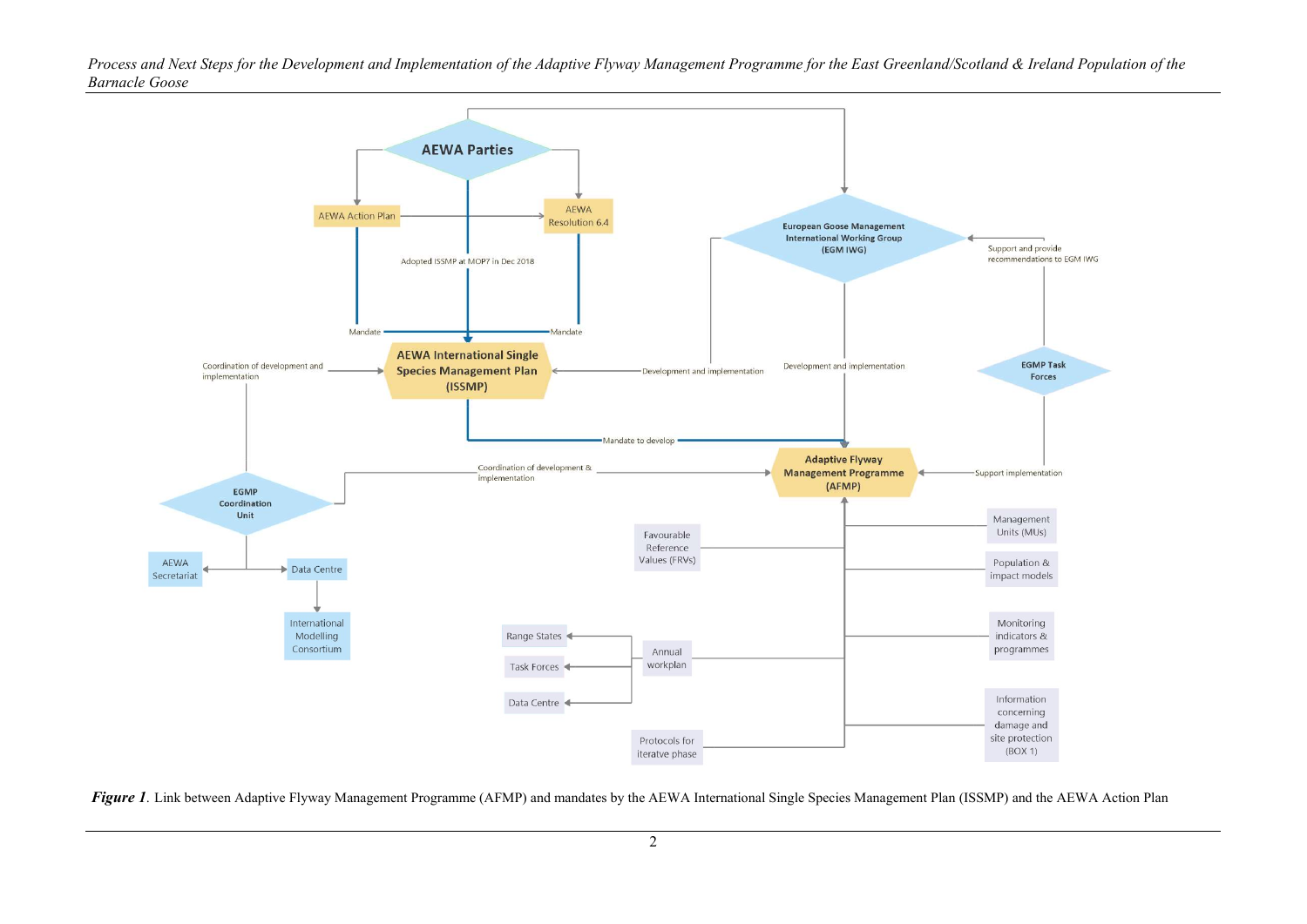***Figure 1***. Link between Adaptive Flyway Management Programme (AFMP) and mandates by the AEWA International Single Species Management Plan (ISSMP) and the AEWA Action Plan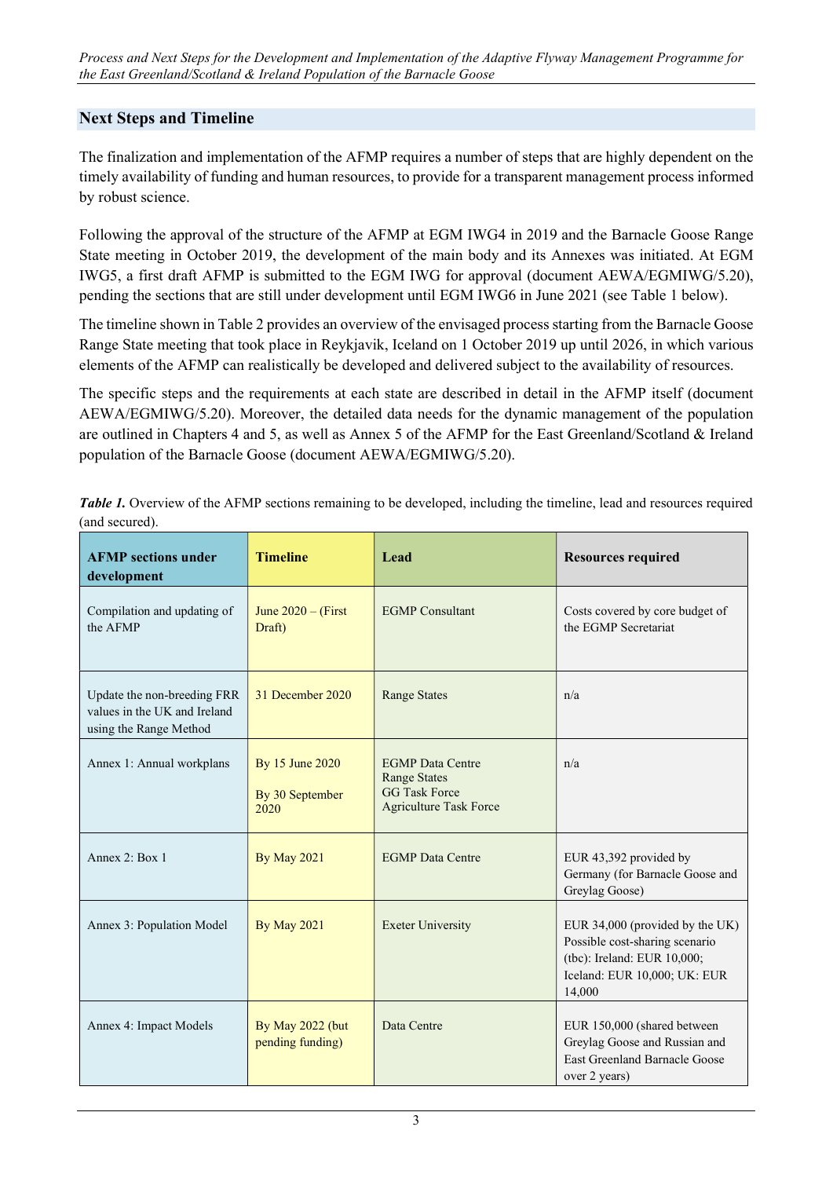## Next Steps and Timeline

The finalization and implementation of the AFMP requires a number of steps that are highly dependent on the timely availability of funding and human resources, to provide for a transparent management process informed by robust science.

Following the approval of the structure of the AFMP at EGM IWG4 in 2019 and the Barnacle Goose Range State meeting in October 2019, the development of the main body and its Annexes was initiated. At EGM IWG5, a first draft AFMP is submitted to the EGM IWG for approval (document AEWA/EGMIWG/5.20), pending the sections that are still under development until EGM IWG6 in June 2021 (see Table 1 below).

The timeline shown in Table 2 provides an overview of the envisaged process starting from the Barnacle Goose Range State meeting that took place in Reykjavik, Iceland on 1 October 2019 up until 2026, in which various elements of the AFMP can realistically be developed and delivered subject to the availability of resources.

The specific steps and the requirements at each state are described in detail in the AFMP itself (document AEWA/EGMIWG/5.20). Moreover, the detailed data needs for the dynamic management of the population are outlined in Chapters 4 and 5, as well as Annex 5 of the AFMP for the East Greenland/Scotland & Ireland population of the Barnacle Goose (document AEWA/EGMIWG/5.20).

***Table 1.*** Overview of the AFMP sections remaining to be developed, including the timeline, lead and resources required (and secured).

| AFMP sections under development | Timeline | Lead | Resources required |
|---|---|---|---|
| Compilation and updating of the AFMP | June 2020 – (First Draft) | EGMP Consultant | Costs covered by core budget of the EGMP Secretariat |
| Update the non-breeding FRR values in the UK and Ireland using the Range Method | 31 December 2020 | Range States | n/a |
| Annex 1: Annual workplans | By 15 June 2020<br><br>By 30 September 2020 | EGMP Data Centre<br>Range States<br>GG Task Force<br>Agriculture Task Force | n/a |
| Annex 2: Box 1 | By May 2021 | EGMP Data Centre | EUR 43,392 provided by Germany (for Barnacle Goose and Greylag Goose) |
| Annex 3: Population Model | By May 2021 | Exeter University | EUR 34,000 (provided by the UK)<br>Possible cost-sharing scenario (tbc): Ireland: EUR 10,000; Iceland: EUR 10,000; UK: EUR 14,000 |
| Annex 4: Impact Models | By May 2022 (but pending funding) | Data Centre | EUR 150,000 (shared between Greylag Goose and Russian and East Greenland Barnacle Goose over 2 years) |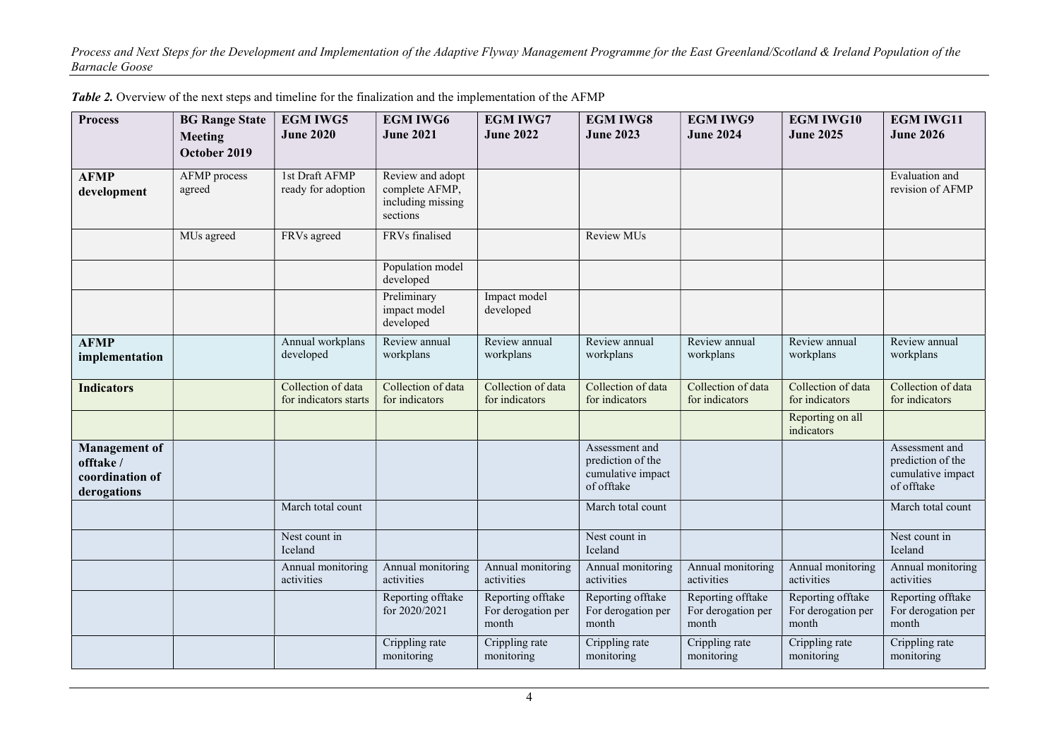***Table 2.*** Overview of the next steps and timeline for the finalization and the implementation of the AFMP

| Process | BG Range State Meeting October 2019 | EGM IWG5 June 2020 | EGM IWG6 June 2021 | EGM IWG7 June 2022 | EGM IWG8 June 2023 | EGM IWG9 June 2024 | EGM IWG10 June 2025 | EGM IWG11 June 2026 |
|---|---|---|---|---|---|---|---|---|
| **AFMP development** | AFMP process agreed | 1st Draft AFMP ready for adoption | Review and adopt complete AFMP, including missing sections | | | | | Evaluation and revision of AFMP |
| | MUs agreed | FRVs agreed | FRVs finalised | | Review MUs | | | |
| | | | Population model developed | | | | | |
| | | | Preliminary impact model developed | Impact model developed | | | | |
| **AFMP implementation** | | Annual workplans developed | Review annual workplans | Review annual workplans | Review annual workplans | Review annual workplans | Review annual workplans | Review annual workplans |
| **Indicators** | | Collection of data for indicators starts | Collection of data for indicators | Collection of data for indicators | Collection of data for indicators | Collection of data for indicators | Collection of data for indicators | Collection of data for indicators |
| | | | | | | | Reporting on all indicators | |
| **Management of offtake / coordination of derogations** | | | | | Assessment and prediction of the cumulative impact of offtake | | | Assessment and prediction of the cumulative impact of offtake |
| | | March total count | | | March total count | | | March total count |
| | | Nest count in Iceland | | | Nest count in Iceland | | | Nest count in Iceland |
| | | Annual monitoring activities | Annual monitoring activities | Annual monitoring activities | Annual monitoring activities | Annual monitoring activities | Annual monitoring activities | Annual monitoring activities |
| | | | Reporting offtake for 2020/2021 | Reporting offtake For derogation per month | Reporting offtake For derogation per month | Reporting offtake For derogation per month | Reporting offtake For derogation per month | Reporting offtake For derogation per month |
| | | | Crippling rate monitoring | Crippling rate monitoring | Crippling rate monitoring | Crippling rate monitoring | Crippling rate monitoring | Crippling rate monitoring |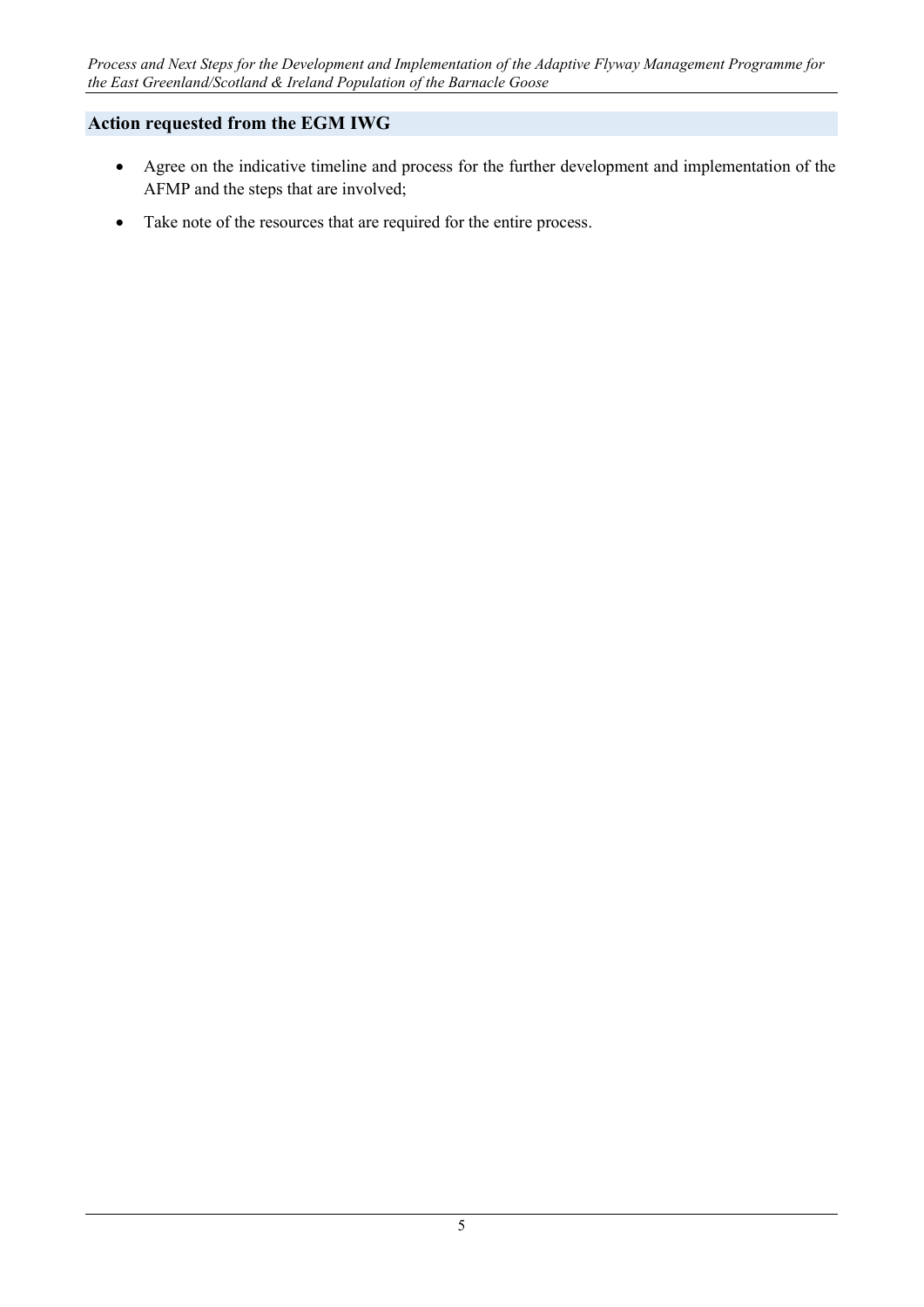## Action requested from the EGM IWG

- Agree on the indicative timeline and process for the further development and implementation of the AFMP and the steps that are involved;
- Take note of the resources that are required for the entire process.